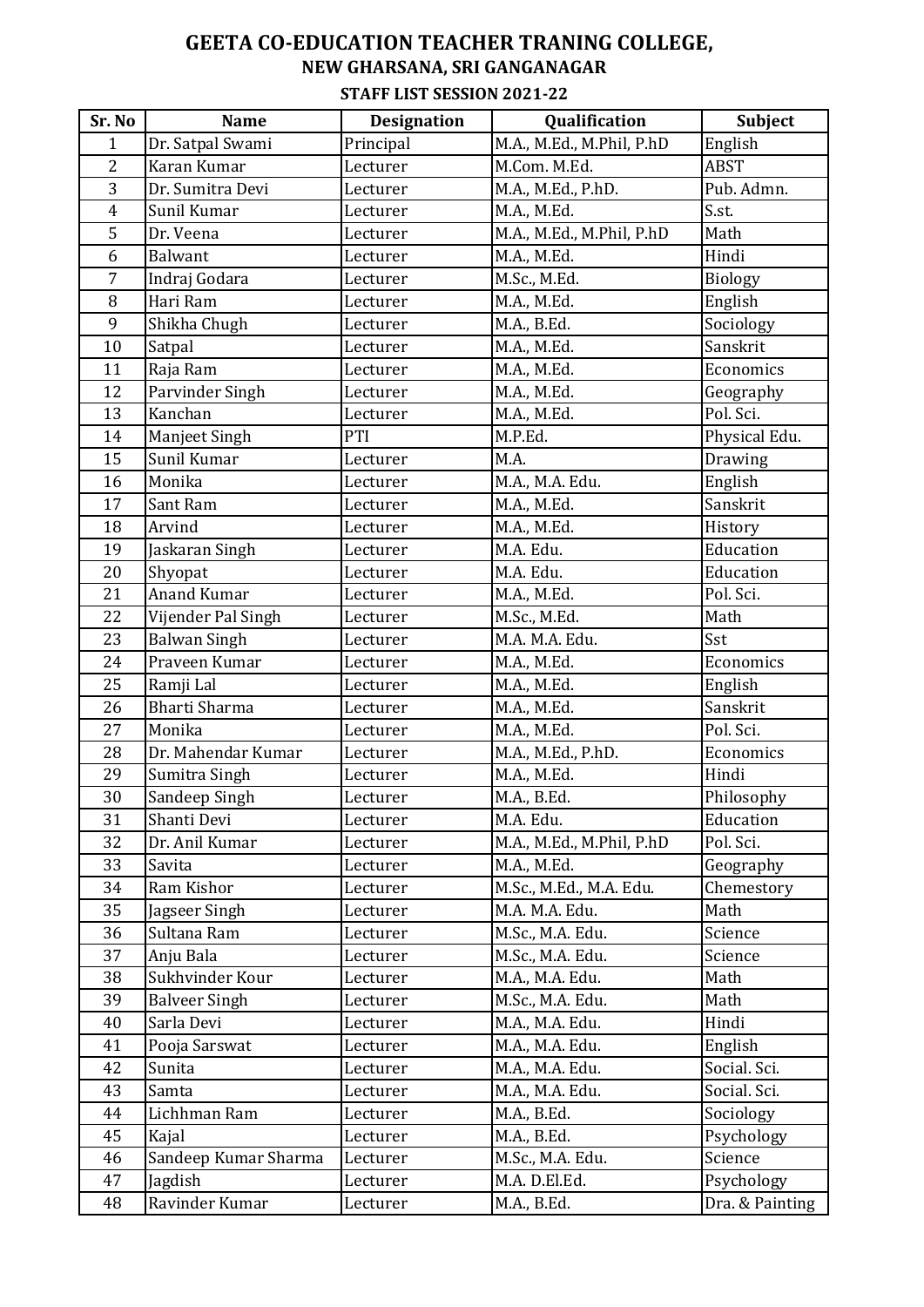# GEETA CO-EDUCATION TEACHER TRANING COLLEGE,

## NEW GHARSANA, SRI GANGANAGAR

### STAFF LIST SESSION 2021-22

| Sr. No | Name | Designation | Qualification | Subject |
|---|---|---|---|---|
| 1 | Dr. Satpal Swami | Principal | M.A., M.Ed., M.Phil, P.hD | English |
| 2 | Karan Kumar | Lecturer | M.Com. M.Ed. | ABST |
| 3 | Dr. Sumitra Devi | Lecturer | M.A., M.Ed., P.hD. | Pub. Admn. |
| 4 | Sunil Kumar | Lecturer | M.A., M.Ed. | S.st. |
| 5 | Dr. Veena | Lecturer | M.A., M.Ed., M.Phil, P.hD | Math |
| 6 | Balwant | Lecturer | M.A., M.Ed. | Hindi |
| 7 | Indraj Godara | Lecturer | M.Sc., M.Ed. | Biology |
| 8 | Hari Ram | Lecturer | M.A., M.Ed. | English |
| 9 | Shikha Chugh | Lecturer | M.A., B.Ed. | Sociology |
| 10 | Satpal | Lecturer | M.A., M.Ed. | Sanskrit |
| 11 | Raja Ram | Lecturer | M.A., M.Ed. | Economics |
| 12 | Parvinder Singh | Lecturer | M.A., M.Ed. | Geography |
| 13 | Kanchan | Lecturer | M.A., M.Ed. | Pol. Sci. |
| 14 | Manjeet Singh | PTI | M.P.Ed. | Physical Edu. |
| 15 | Sunil Kumar | Lecturer | M.A. | Drawing |
| 16 | Monika | Lecturer | M.A., M.A. Edu. | English |
| 17 | Sant Ram | Lecturer | M.A., M.Ed. | Sanskrit |
| 18 | Arvind | Lecturer | M.A., M.Ed. | History |
| 19 | Jaskaran Singh | Lecturer | M.A. Edu. | Education |
| 20 | Shyopat | Lecturer | M.A. Edu. | Education |
| 21 | Anand Kumar | Lecturer | M.A., M.Ed. | Pol. Sci. |
| 22 | Vijender Pal Singh | Lecturer | M.Sc., M.Ed. | Math |
| 23 | Balwan Singh | Lecturer | M.A. M.A. Edu. | Sst |
| 24 | Praveen Kumar | Lecturer | M.A., M.Ed. | Economics |
| 25 | Ramji Lal | Lecturer | M.A., M.Ed. | English |
| 26 | Bharti Sharma | Lecturer | M.A., M.Ed. | Sanskrit |
| 27 | Monika | Lecturer | M.A., M.Ed. | Pol. Sci. |
| 28 | Dr. Mahendar Kumar | Lecturer | M.A., M.Ed., P.hD. | Economics |
| 29 | Sumitra Singh | Lecturer | M.A., M.Ed. | Hindi |
| 30 | Sandeep Singh | Lecturer | M.A., B.Ed. | Philosophy |
| 31 | Shanti Devi | Lecturer | M.A. Edu. | Education |
| 32 | Dr. Anil Kumar | Lecturer | M.A., M.Ed., M.Phil, P.hD | Pol. Sci. |
| 33 | Savita | Lecturer | M.A., M.Ed. | Geography |
| 34 | Ram Kishor | Lecturer | M.Sc., M.Ed., M.A. Edu. | Chemestory |
| 35 | Jagseer Singh | Lecturer | M.A. M.A. Edu. | Math |
| 36 | Sultana Ram | Lecturer | M.Sc., M.A. Edu. | Science |
| 37 | Anju Bala | Lecturer | M.Sc., M.A. Edu. | Science |
| 38 | Sukhvinder Kour | Lecturer | M.A., M.A. Edu. | Math |
| 39 | Balveer Singh | Lecturer | M.Sc., M.A. Edu. | Math |
| 40 | Sarla Devi | Lecturer | M.A., M.A. Edu. | Hindi |
| 41 | Pooja Sarswat | Lecturer | M.A., M.A. Edu. | English |
| 42 | Sunita | Lecturer | M.A., M.A. Edu. | Social. Sci. |
| 43 | Samta | Lecturer | M.A., M.A. Edu. | Social. Sci. |
| 44 | Lichhman Ram | Lecturer | M.A., B.Ed. | Sociology |
| 45 | Kajal | Lecturer | M.A., B.Ed. | Psychology |
| 46 | Sandeep Kumar Sharma | Lecturer | M.Sc., M.A. Edu. | Science |
| 47 | Jagdish | Lecturer | M.A. D.El.Ed. | Psychology |
| 48 | Ravinder Kumar | Lecturer | M.A., B.Ed. | Dra. & Painting |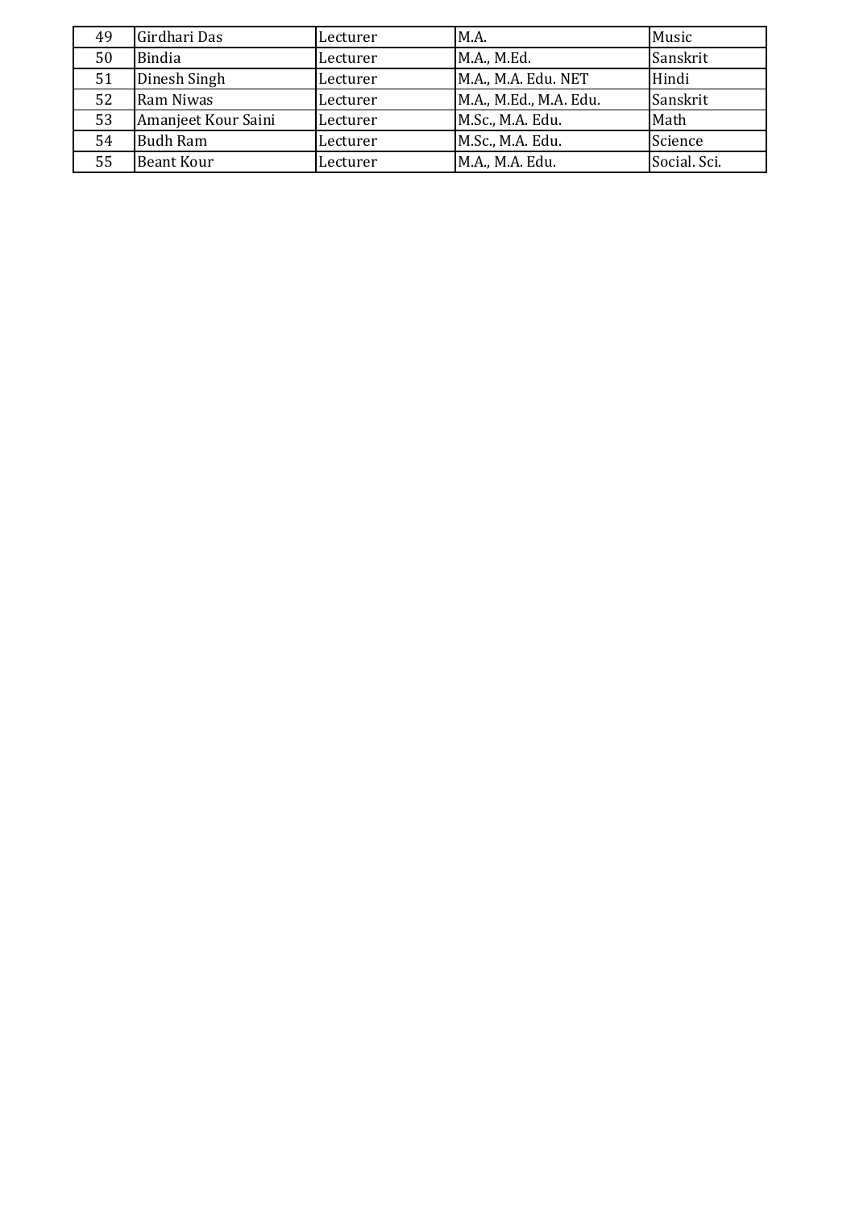| | | | | |
|---|---|---|---|---|
| 49 | Girdhari Das | Lecturer | M.A. | Music |
| 50 | Bindia | Lecturer | M.A., M.Ed. | Sanskrit |
| 51 | Dinesh Singh | Lecturer | M.A., M.A. Edu. NET | Hindi |
| 52 | Ram Niwas | Lecturer | M.A., M.Ed., M.A. Edu. | Sanskrit |
| 53 | Amanjeet Kour Saini | Lecturer | M.Sc., M.A. Edu. | Math |
| 54 | Budh Ram | Lecturer | M.Sc., M.A. Edu. | Science |
| 55 | Beant Kour | Lecturer | M.A., M.A. Edu. | Social. Sci. |